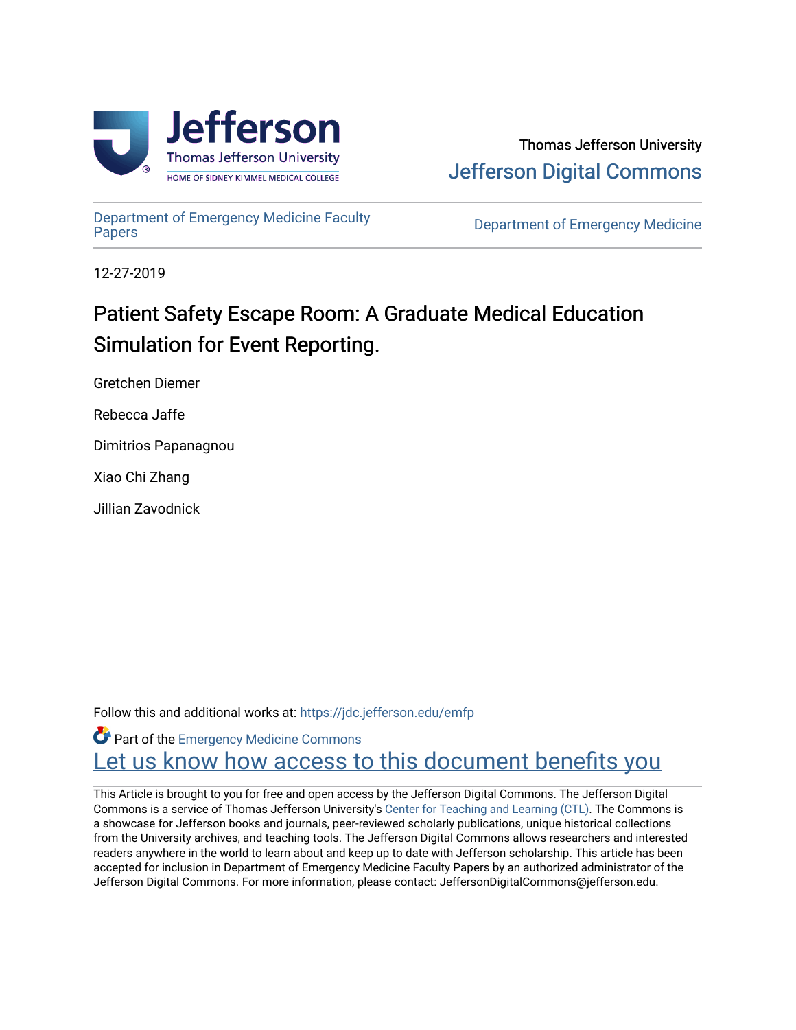Thomas Jefferson University

Jefferson Digital Commons

Department of Emergency Medicine Faculty Papers

Department of Emergency Medicine

12-27-2019

# Patient Safety Escape Room: A Graduate Medical Education Simulation for Event Reporting.

Gretchen Diemer

Rebecca Jaffe

Dimitrios Papanagnou

Xiao Chi Zhang

Jillian Zavodnick

Follow this and additional works at: https://jdc.jefferson.edu/emfp

Part of the Emergency Medicine Commons

Let us know how access to this document benefits you

This Article is brought to you for free and open access by the Jefferson Digital Commons. The Jefferson Digital Commons is a service of Thomas Jefferson University's Center for Teaching and Learning (CTL). The Commons is a showcase for Jefferson books and journals, peer-reviewed scholarly publications, unique historical collections from the University archives, and teaching tools. The Jefferson Digital Commons allows researchers and interested readers anywhere in the world to learn about and keep up to date with Jefferson scholarship. This article has been accepted for inclusion in Department of Emergency Medicine Faculty Papers by an authorized administrator of the Jefferson Digital Commons. For more information, please contact: JeffersonDigitalCommons@jefferson.edu.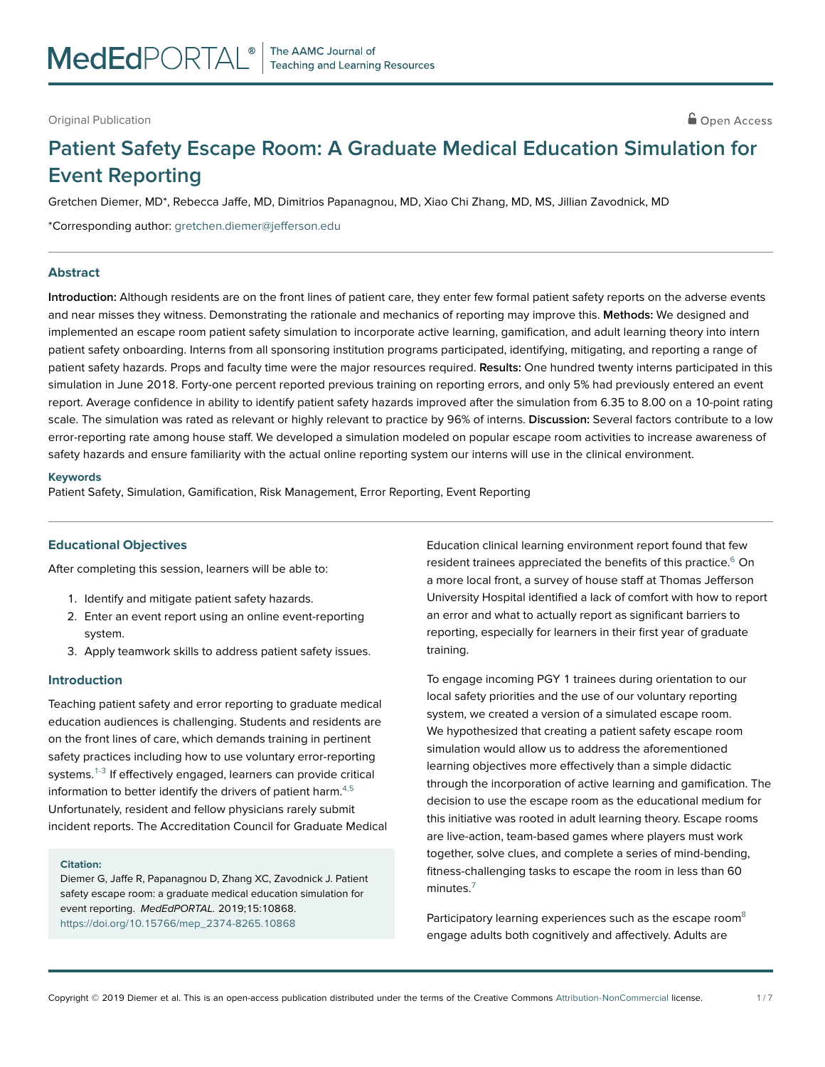Original Publication

Open Access

# Patient Safety Escape Room: A Graduate Medical Education Simulation for Event Reporting

Gretchen Diemer, MD*, Rebecca Jaffe, MD, Dimitrios Papanagnou, MD, Xiao Chi Zhang, MD, MS, Jillian Zavodnick, MD

*Corresponding author: gretchen.diemer@jefferson.edu

## Abstract

**Introduction:** Although residents are on the front lines of patient care, they enter few formal patient safety reports on the adverse events and near misses they witness. Demonstrating the rationale and mechanics of reporting may improve this. **Methods:** We designed and implemented an escape room patient safety simulation to incorporate active learning, gamification, and adult learning theory into intern patient safety onboarding. Interns from all sponsoring institution programs participated, identifying, mitigating, and reporting a range of patient safety hazards. Props and faculty time were the major resources required. **Results:** One hundred twenty interns participated in this simulation in June 2018. Forty-one percent reported previous training on reporting errors, and only 5% had previously entered an event report. Average confidence in ability to identify patient safety hazards improved after the simulation from 6.35 to 8.00 on a 10-point rating scale. The simulation was rated as relevant or highly relevant to practice by 96% of interns. **Discussion:** Several factors contribute to a low error-reporting rate among house staff. We developed a simulation modeled on popular escape room activities to increase awareness of safety hazards and ensure familiarity with the actual online reporting system our interns will use in the clinical environment.

### Keywords

Patient Safety, Simulation, Gamification, Risk Management, Error Reporting, Event Reporting

## Educational Objectives

After completing this session, learners will be able to:

1. Identify and mitigate patient safety hazards.
2. Enter an event report using an online event-reporting system.
3. Apply teamwork skills to address patient safety issues.

## Introduction

Teaching patient safety and error reporting to graduate medical education audiences is challenging. Students and residents are on the front lines of care, which demands training in pertinent safety practices including how to use voluntary error-reporting systems.[1-3] If effectively engaged, learners can provide critical information to better identify the drivers of patient harm.[4,5] Unfortunately, resident and fellow physicians rarely submit incident reports. The Accreditation Council for Graduate Medical Education clinical learning environment report found that few resident trainees appreciated the benefits of this practice.[6] On a more local front, a survey of house staff at Thomas Jefferson University Hospital identified a lack of comfort with how to report an error and what to actually report as significant barriers to reporting, especially for learners in their first year of graduate training.

To engage incoming PGY 1 trainees during orientation to our local safety priorities and the use of our voluntary reporting system, we created a version of a simulated escape room. We hypothesized that creating a patient safety escape room simulation would allow us to address the aforementioned learning objectives more effectively than a simple didactic through the incorporation of active learning and gamification. The decision to use the escape room as the educational medium for this initiative was rooted in adult learning theory. Escape rooms are live-action, team-based games where players must work together, solve clues, and complete a series of mind-bending, fitness-challenging tasks to escape the room in less than 60 minutes.[7]

Participatory learning experiences such as the escape room[8] engage adults both cognitively and affectively. Adults are

**Citation:**
Diemer G, Jaffe R, Papanagnou D, Zhang XC, Zavodnick J. Patient safety escape room: a graduate medical education simulation for event reporting. *MedEdPORTAL.* 2019;15:10868.
https://doi.org/10.15766/mep_2374-8265.10868

Copyright © 2019 Diemer et al. This is an open-access publication distributed under the terms of the Creative Commons Attribution-NonCommercial license.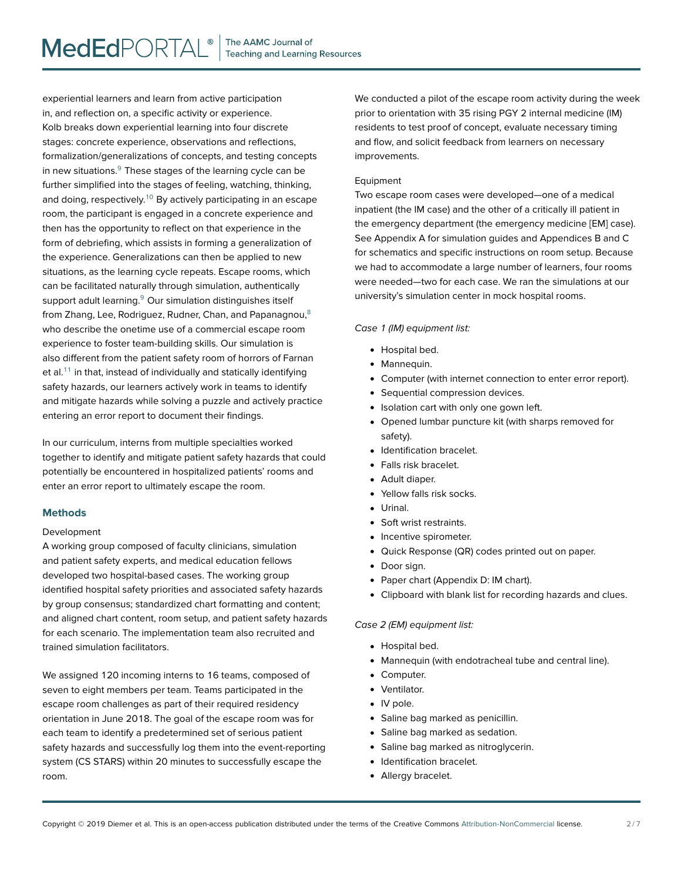experiential learners and learn from active participation in, and reflection on, a specific activity or experience. Kolb breaks down experiential learning into four discrete stages: concrete experience, observations and reflections, formalization/generalizations of concepts, and testing concepts in new situations.[9] These stages of the learning cycle can be further simplified into the stages of feeling, watching, thinking, and doing, respectively.[10] By actively participating in an escape room, the participant is engaged in a concrete experience and then has the opportunity to reflect on that experience in the form of debriefing, which assists in forming a generalization of the experience. Generalizations can then be applied to new situations, as the learning cycle repeats. Escape rooms, which can be facilitated naturally through simulation, authentically support adult learning.[9] Our simulation distinguishes itself from Zhang, Lee, Rodriguez, Rudner, Chan, and Papanagnou,[8] who describe the onetime use of a commercial escape room experience to foster team-building skills. Our simulation is also different from the patient safety room of horrors of Farnan et al.[11] in that, instead of individually and statically identifying safety hazards, our learners actively work in teams to identify and mitigate hazards while solving a puzzle and actively practice entering an error report to document their findings.

In our curriculum, interns from multiple specialties worked together to identify and mitigate patient safety hazards that could potentially be encountered in hospitalized patients' rooms and enter an error report to ultimately escape the room.

## Methods

### Development

A working group composed of faculty clinicians, simulation and patient safety experts, and medical education fellows developed two hospital-based cases. The working group identified hospital safety priorities and associated safety hazards by group consensus; standardized chart formatting and content; and aligned chart content, room setup, and patient safety hazards for each scenario. The implementation team also recruited and trained simulation facilitators.

We assigned 120 incoming interns to 16 teams, composed of seven to eight members per team. Teams participated in the escape room challenges as part of their required residency orientation in June 2018. The goal of the escape room was for each team to identify a predetermined set of serious patient safety hazards and successfully log them into the event-reporting system (CS STARS) within 20 minutes to successfully escape the room.

We conducted a pilot of the escape room activity during the week prior to orientation with 35 rising PGY 2 internal medicine (IM) residents to test proof of concept, evaluate necessary timing and flow, and solicit feedback from learners on necessary improvements.

### Equipment

Two escape room cases were developed—one of a medical inpatient (the IM case) and the other of a critically ill patient in the emergency department (the emergency medicine [EM] case). See Appendix A for simulation guides and Appendices B and C for schematics and specific instructions on room setup. Because we had to accommodate a large number of learners, four rooms were needed—two for each case. We ran the simulations at our university's simulation center in mock hospital rooms.

*Case 1 (IM) equipment list:*

- Hospital bed.
- Mannequin.
- Computer (with internet connection to enter error report).
- Sequential compression devices.
- Isolation cart with only one gown left.
- Opened lumbar puncture kit (with sharps removed for safety).
- Identification bracelet.
- Falls risk bracelet.
- Adult diaper.
- Yellow falls risk socks.
- Urinal.
- Soft wrist restraints.
- Incentive spirometer.
- Quick Response (QR) codes printed out on paper.
- Door sign.
- Paper chart (Appendix D: IM chart).
- Clipboard with blank list for recording hazards and clues.

*Case 2 (EM) equipment list:*

- Hospital bed.
- Mannequin (with endotracheal tube and central line).
- Computer.
- Ventilator.
- IV pole.
- Saline bag marked as penicillin.
- Saline bag marked as sedation.
- Saline bag marked as nitroglycerin.
- Identification bracelet.
- Allergy bracelet.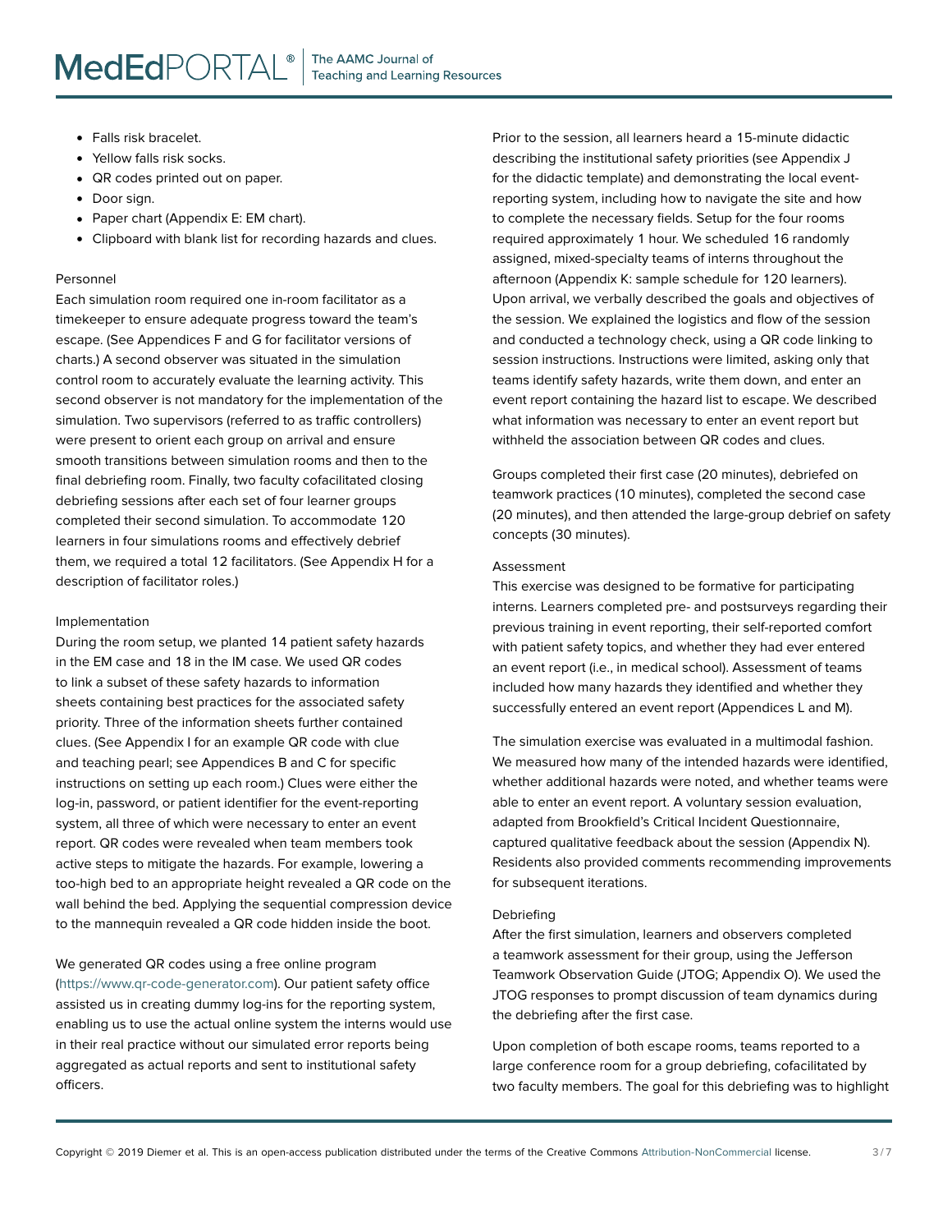- Falls risk bracelet.
- Yellow falls risk socks.
- QR codes printed out on paper.
- Door sign.
- Paper chart (Appendix E: EM chart).
- Clipboard with blank list for recording hazards and clues.

### Personnel

Each simulation room required one in-room facilitator as a timekeeper to ensure adequate progress toward the team's escape. (See Appendices F and G for facilitator versions of charts.) A second observer was situated in the simulation control room to accurately evaluate the learning activity. This second observer is not mandatory for the implementation of the simulation. Two supervisors (referred to as traffic controllers) were present to orient each group on arrival and ensure smooth transitions between simulation rooms and then to the final debriefing room. Finally, two faculty cofacilitated closing debriefing sessions after each set of four learner groups completed their second simulation. To accommodate 120 learners in four simulations rooms and effectively debrief them, we required a total 12 facilitators. (See Appendix H for a description of facilitator roles.)

### Implementation

During the room setup, we planted 14 patient safety hazards in the EM case and 18 in the IM case. We used QR codes to link a subset of these safety hazards to information sheets containing best practices for the associated safety priority. Three of the information sheets further contained clues. (See Appendix I for an example QR code with clue and teaching pearl; see Appendices B and C for specific instructions on setting up each room.) Clues were either the log-in, password, or patient identifier for the event-reporting system, all three of which were necessary to enter an event report. QR codes were revealed when team members took active steps to mitigate the hazards. For example, lowering a too-high bed to an appropriate height revealed a QR code on the wall behind the bed. Applying the sequential compression device to the mannequin revealed a QR code hidden inside the boot.

We generated QR codes using a free online program (https://www.qr-code-generator.com). Our patient safety office assisted us in creating dummy log-ins for the reporting system, enabling us to use the actual online system the interns would use in their real practice without our simulated error reports being aggregated as actual reports and sent to institutional safety officers.

Prior to the session, all learners heard a 15-minute didactic describing the institutional safety priorities (see Appendix J for the didactic template) and demonstrating the local event-reporting system, including how to navigate the site and how to complete the necessary fields. Setup for the four rooms required approximately 1 hour. We scheduled 16 randomly assigned, mixed-specialty teams of interns throughout the afternoon (Appendix K: sample schedule for 120 learners). Upon arrival, we verbally described the goals and objectives of the session. We explained the logistics and flow of the session and conducted a technology check, using a QR code linking to session instructions. Instructions were limited, asking only that teams identify safety hazards, write them down, and enter an event report containing the hazard list to escape. We described what information was necessary to enter an event report but withheld the association between QR codes and clues.

Groups completed their first case (20 minutes), debriefed on teamwork practices (10 minutes), completed the second case (20 minutes), and then attended the large-group debrief on safety concepts (30 minutes).

### Assessment

This exercise was designed to be formative for participating interns. Learners completed pre- and postsurveys regarding their previous training in event reporting, their self-reported comfort with patient safety topics, and whether they had ever entered an event report (i.e., in medical school). Assessment of teams included how many hazards they identified and whether they successfully entered an event report (Appendices L and M).

The simulation exercise was evaluated in a multimodal fashion. We measured how many of the intended hazards were identified, whether additional hazards were noted, and whether teams were able to enter an event report. A voluntary session evaluation, adapted from Brookfield's Critical Incident Questionnaire, captured qualitative feedback about the session (Appendix N). Residents also provided comments recommending improvements for subsequent iterations.

### Debriefing

After the first simulation, learners and observers completed a teamwork assessment for their group, using the Jefferson Teamwork Observation Guide (JTOG; Appendix O). We used the JTOG responses to prompt discussion of team dynamics during the debriefing after the first case.

Upon completion of both escape rooms, teams reported to a large conference room for a group debriefing, cofacilitated by two faculty members. The goal for this debriefing was to highlight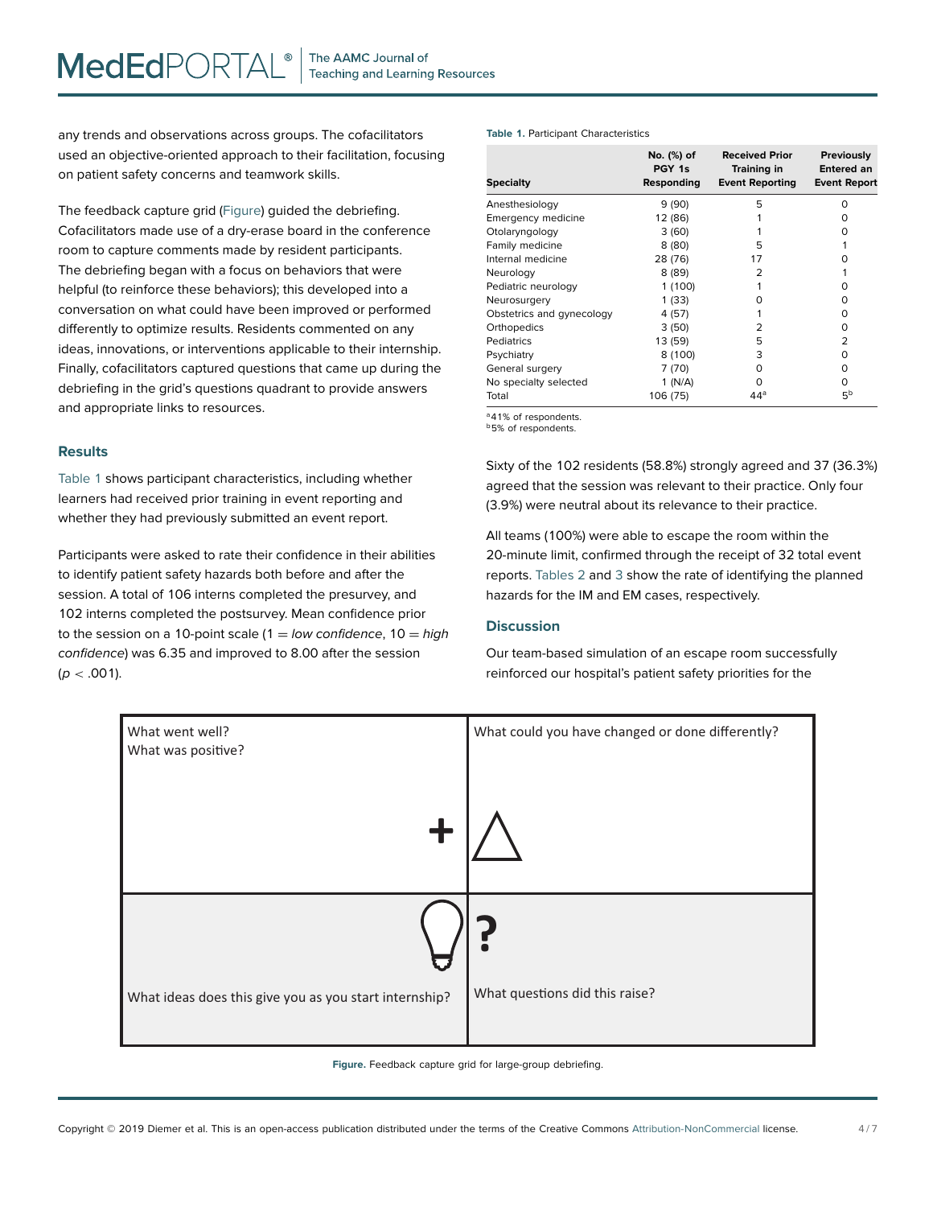any trends and observations across groups. The cofacilitators used an objective-oriented approach to their facilitation, focusing on patient safety concerns and teamwork skills.

The feedback capture grid (Figure) guided the debriefing. Cofacilitators made use of a dry-erase board in the conference room to capture comments made by resident participants. The debriefing began with a focus on behaviors that were helpful (to reinforce these behaviors); this developed into a conversation on what could have been improved or performed differently to optimize results. Residents commented on any ideas, innovations, or interventions applicable to their internship. Finally, cofacilitators captured questions that came up during the debriefing in the grid's questions quadrant to provide answers and appropriate links to resources.

### Results

Table 1 shows participant characteristics, including whether learners had received prior training in event reporting and whether they had previously submitted an event report.

Participants were asked to rate their confidence in their abilities to identify patient safety hazards both before and after the session. A total of 106 interns completed the presurvey, and 102 interns completed the postsurvey. Mean confidence prior to the session on a 10-point scale (1 = *low confidence*, 10 = *high confidence*) was 6.35 and improved to 8.00 after the session ($p < .001$).

**Table 1.** Participant Characteristics

| Specialty | No. (%) of PGY 1s Responding | Received Prior Training in Event Reporting | Previously Entered an Event Report |
|---|---|---|---|
| Anesthesiology | 9 (90) | 5 | 0 |
| Emergency medicine | 12 (86) | 1 | 0 |
| Otolaryngology | 3 (60) | 1 | 0 |
| Family medicine | 8 (80) | 5 | 1 |
| Internal medicine | 28 (76) | 17 | 0 |
| Neurology | 8 (89) | 2 | 1 |
| Pediatric neurology | 1 (100) | 1 | 0 |
| Neurosurgery | 1 (33) | 0 | 0 |
| Obstetrics and gynecology | 4 (57) | 1 | 0 |
| Orthopedics | 3 (50) | 2 | 0 |
| Pediatrics | 13 (59) | 5 | 2 |
| Psychiatry | 8 (100) | 3 | 0 |
| General surgery | 7 (70) | 0 | 0 |
| No specialty selected | 1 (N/A) | 0 | 0 |
| Total | 106 (75) | 44[a] | 5[b] |

[a]41% of respondents.
[b]5% of respondents.

Sixty of the 102 residents (58.8%) strongly agreed and 37 (36.3%) agreed that the session was relevant to their practice. Only four (3.9%) were neutral about its relevance to their practice.

All teams (100%) were able to escape the room within the 20-minute limit, confirmed through the receipt of 32 total event reports. Tables 2 and 3 show the rate of identifying the planned hazards for the IM and EM cases, respectively.

### Discussion

Our team-based simulation of an escape room successfully reinforced our hospital's patient safety priorities for the

| What went well? What was positive? (+) | What could you have changed or done differently? (△) |
|---|---|
| What ideas does this give you as you start internship? (lightbulb) | What questions did this raise? (?) |

**Figure.** Feedback capture grid for large-group debriefing.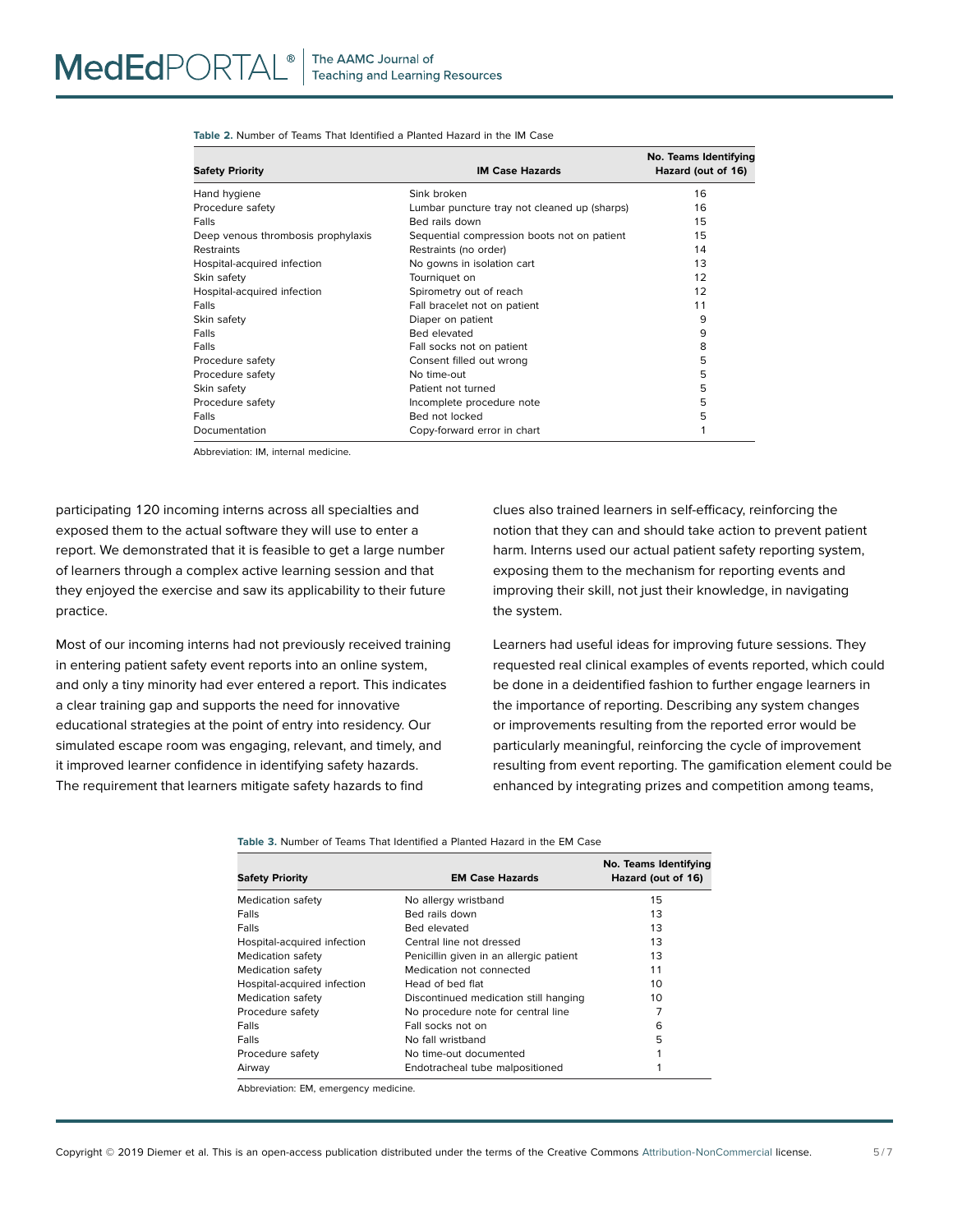**Table 2.** Number of Teams That Identified a Planted Hazard in the IM Case

| Safety Priority | IM Case Hazards | No. Teams Identifying Hazard (out of 16) |
|---|---|---|
| Hand hygiene | Sink broken | 16 |
| Procedure safety | Lumbar puncture tray not cleaned up (sharps) | 16 |
| Falls | Bed rails down | 15 |
| Deep venous thrombosis prophylaxis | Sequential compression boots not on patient | 15 |
| Restraints | Restraints (no order) | 14 |
| Hospital-acquired infection | No gowns in isolation cart | 13 |
| Skin safety | Tourniquet on | 12 |
| Hospital-acquired infection | Spirometry out of reach | 12 |
| Falls | Fall bracelet not on patient | 11 |
| Skin safety | Diaper on patient | 9 |
| Falls | Bed elevated | 9 |
| Falls | Fall socks not on patient | 8 |
| Procedure safety | Consent filled out wrong | 5 |
| Procedure safety | No time-out | 5 |
| Skin safety | Patient not turned | 5 |
| Procedure safety | Incomplete procedure note | 5 |
| Falls | Bed not locked | 5 |
| Documentation | Copy-forward error in chart | 1 |

Abbreviation: IM, internal medicine.

participating 120 incoming interns across all specialties and exposed them to the actual software they will use to enter a report. We demonstrated that it is feasible to get a large number of learners through a complex active learning session and that they enjoyed the exercise and saw its applicability to their future practice.

Most of our incoming interns had not previously received training in entering patient safety event reports into an online system, and only a tiny minority had ever entered a report. This indicates a clear training gap and supports the need for innovative educational strategies at the point of entry into residency. Our simulated escape room was engaging, relevant, and timely, and it improved learner confidence in identifying safety hazards. The requirement that learners mitigate safety hazards to find clues also trained learners in self-efficacy, reinforcing the notion that they can and should take action to prevent patient harm. Interns used our actual patient safety reporting system, exposing them to the mechanism for reporting events and improving their skill, not just their knowledge, in navigating the system.

Learners had useful ideas for improving future sessions. They requested real clinical examples of events reported, which could be done in a deidentified fashion to further engage learners in the importance of reporting. Describing any system changes or improvements resulting from the reported error would be particularly meaningful, reinforcing the cycle of improvement resulting from event reporting. The gamification element could be enhanced by integrating prizes and competition among teams,

**Table 3.** Number of Teams That Identified a Planted Hazard in the EM Case

| Safety Priority | EM Case Hazards | No. Teams Identifying Hazard (out of 16) |
|---|---|---|
| Medication safety | No allergy wristband | 15 |
| Falls | Bed rails down | 13 |
| Falls | Bed elevated | 13 |
| Hospital-acquired infection | Central line not dressed | 13 |
| Medication safety | Penicillin given in an allergic patient | 13 |
| Medication safety | Medication not connected | 11 |
| Hospital-acquired infection | Head of bed flat | 10 |
| Medication safety | Discontinued medication still hanging | 10 |
| Procedure safety | No procedure note for central line | 7 |
| Falls | Fall socks not on | 6 |
| Falls | No fall wristband | 5 |
| Procedure safety | No time-out documented | 1 |
| Airway | Endotracheal tube malpositioned | 1 |

Abbreviation: EM, emergency medicine.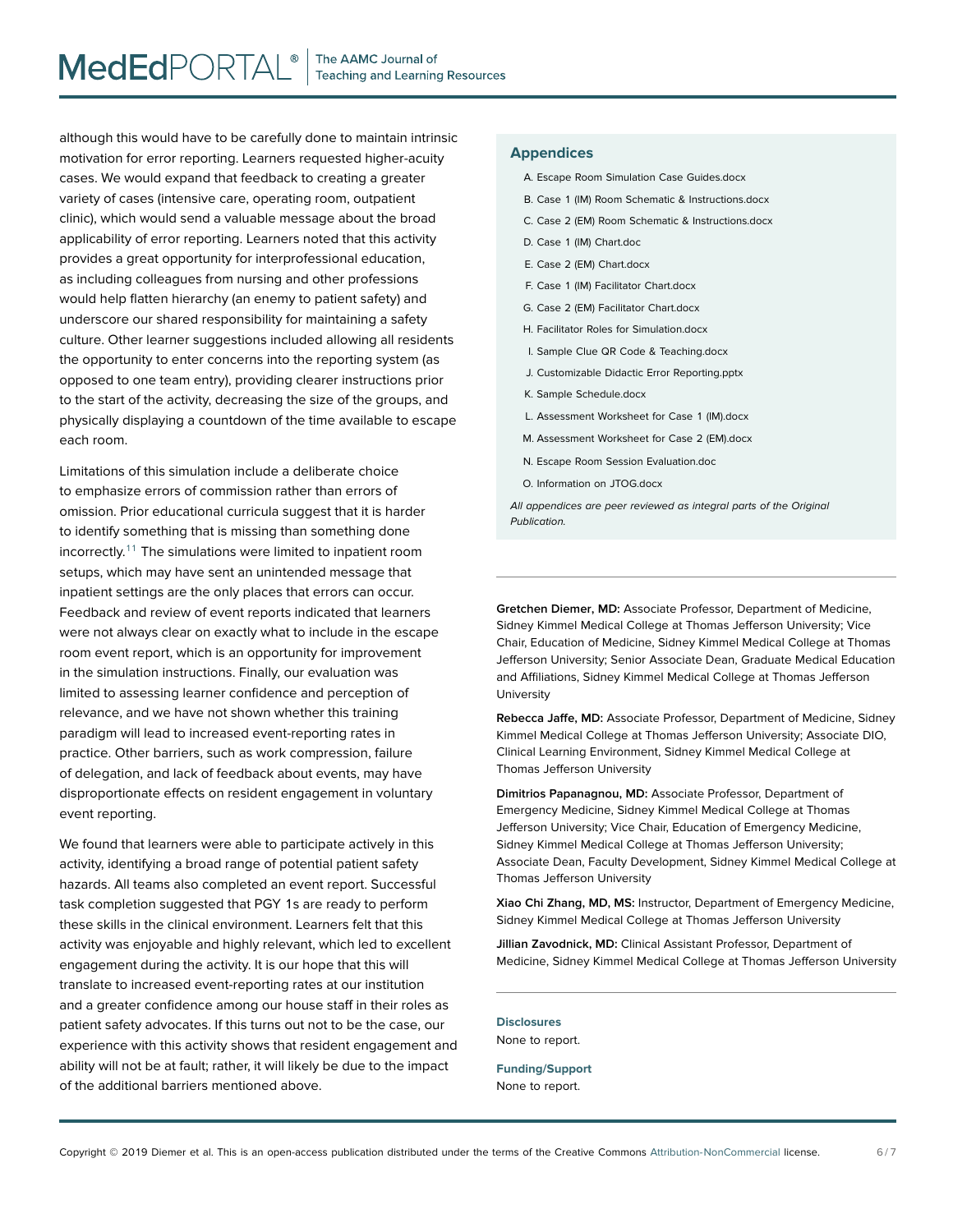although this would have to be carefully done to maintain intrinsic motivation for error reporting. Learners requested higher-acuity cases. We would expand that feedback to creating a greater variety of cases (intensive care, operating room, outpatient clinic), which would send a valuable message about the broad applicability of error reporting. Learners noted that this activity provides a great opportunity for interprofessional education, as including colleagues from nursing and other professions would help flatten hierarchy (an enemy to patient safety) and underscore our shared responsibility for maintaining a safety culture. Other learner suggestions included allowing all residents the opportunity to enter concerns into the reporting system (as opposed to one team entry), providing clearer instructions prior to the start of the activity, decreasing the size of the groups, and physically displaying a countdown of the time available to escape each room.

Limitations of this simulation include a deliberate choice to emphasize errors of commission rather than errors of omission. Prior educational curricula suggest that it is harder to identify something that is missing than something done incorrectly.[11] The simulations were limited to inpatient room setups, which may have sent an unintended message that inpatient settings are the only places that errors can occur. Feedback and review of event reports indicated that learners were not always clear on exactly what to include in the escape room event report, which is an opportunity for improvement in the simulation instructions. Finally, our evaluation was limited to assessing learner confidence and perception of relevance, and we have not shown whether this training paradigm will lead to increased event-reporting rates in practice. Other barriers, such as work compression, failure of delegation, and lack of feedback about events, may have disproportionate effects on resident engagement in voluntary event reporting.

We found that learners were able to participate actively in this activity, identifying a broad range of potential patient safety hazards. All teams also completed an event report. Successful task completion suggested that PGY 1s are ready to perform these skills in the clinical environment. Learners felt that this activity was enjoyable and highly relevant, which led to excellent engagement during the activity. It is our hope that this will translate to increased event-reporting rates at our institution and a greater confidence among our house staff in their roles as patient safety advocates. If this turns out not to be the case, our experience with this activity shows that resident engagement and ability will not be at fault; rather, it will likely be due to the impact of the additional barriers mentioned above.

## Appendices

A. Escape Room Simulation Case Guides.docx
B. Case 1 (IM) Room Schematic & Instructions.docx
C. Case 2 (EM) Room Schematic & Instructions.docx
D. Case 1 (IM) Chart.doc
E. Case 2 (EM) Chart.docx
F. Case 1 (IM) Facilitator Chart.docx
G. Case 2 (EM) Facilitator Chart.docx
H. Facilitator Roles for Simulation.docx
I. Sample Clue QR Code & Teaching.docx
J. Customizable Didactic Error Reporting.pptx
K. Sample Schedule.docx
L. Assessment Worksheet for Case 1 (IM).docx
M. Assessment Worksheet for Case 2 (EM).docx
N. Escape Room Session Evaluation.doc
O. Information on JTOG.docx

*All appendices are peer reviewed as integral parts of the Original Publication.*

---

**Gretchen Diemer, MD:** Associate Professor, Department of Medicine, Sidney Kimmel Medical College at Thomas Jefferson University; Vice Chair, Education of Medicine, Sidney Kimmel Medical College at Thomas Jefferson University; Senior Associate Dean, Graduate Medical Education and Affiliations, Sidney Kimmel Medical College at Thomas Jefferson University

**Rebecca Jaffe, MD:** Associate Professor, Department of Medicine, Sidney Kimmel Medical College at Thomas Jefferson University; Associate DIO, Clinical Learning Environment, Sidney Kimmel Medical College at Thomas Jefferson University

**Dimitrios Papanagnou, MD:** Associate Professor, Department of Emergency Medicine, Sidney Kimmel Medical College at Thomas Jefferson University; Vice Chair, Education of Emergency Medicine, Sidney Kimmel Medical College at Thomas Jefferson University; Associate Dean, Faculty Development, Sidney Kimmel Medical College at Thomas Jefferson University

**Xiao Chi Zhang, MD, MS:** Instructor, Department of Emergency Medicine, Sidney Kimmel Medical College at Thomas Jefferson University

**Jillian Zavodnick, MD:** Clinical Assistant Professor, Department of Medicine, Sidney Kimmel Medical College at Thomas Jefferson University

---

**Disclosures**

None to report.

**Funding/Support**

None to report.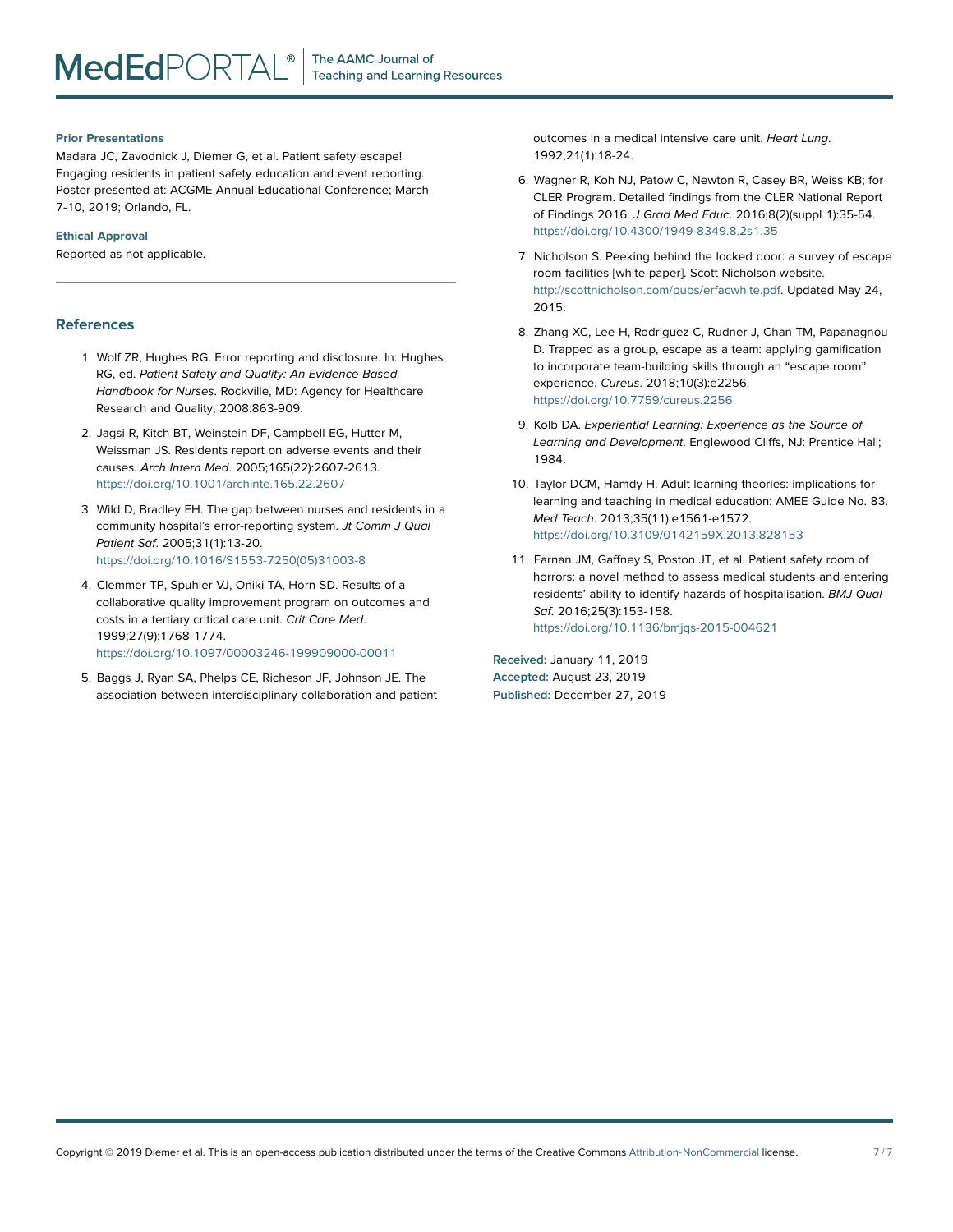**Prior Presentations**

Madara JC, Zavodnick J, Diemer G, et al. Patient safety escape! Engaging residents in patient safety education and event reporting. Poster presented at: ACGME Annual Educational Conference; March 7-10, 2019; Orlando, FL.

**Ethical Approval**

Reported as not applicable.

## References

1. Wolf ZR, Hughes RG. Error reporting and disclosure. In: Hughes RG, ed. *Patient Safety and Quality: An Evidence-Based Handbook for Nurses*. Rockville, MD: Agency for Healthcare Research and Quality; 2008:863-909.
2. Jagsi R, Kitch BT, Weinstein DF, Campbell EG, Hutter M, Weissman JS. Residents report on adverse events and their causes. *Arch Intern Med*. 2005;165(22):2607-2613. https://doi.org/10.1001/archinte.165.22.2607
3. Wild D, Bradley EH. The gap between nurses and residents in a community hospital's error-reporting system. *Jt Comm J Qual Patient Saf*. 2005;31(1):13-20. https://doi.org/10.1016/S1553-7250(05)31003-8
4. Clemmer TP, Spuhler VJ, Oniki TA, Horn SD. Results of a collaborative quality improvement program on outcomes and costs in a tertiary critical care unit. *Crit Care Med*. 1999;27(9):1768-1774. https://doi.org/10.1097/00003246-199909000-00011
5. Baggs J, Ryan SA, Phelps CE, Richeson JF, Johnson JE. The association between interdisciplinary collaboration and patient outcomes in a medical intensive care unit. *Heart Lung*. 1992;21(1):18-24.
6. Wagner R, Koh NJ, Patow C, Newton R, Casey BR, Weiss KB; for CLER Program. Detailed findings from the CLER National Report of Findings 2016. *J Grad Med Educ*. 2016;8(2)(suppl 1):35-54. https://doi.org/10.4300/1949-8349.8.2s1.35
7. Nicholson S. Peeking behind the locked door: a survey of escape room facilities [white paper]. Scott Nicholson website. http://scottnicholson.com/pubs/erfacwhite.pdf. Updated May 24, 2015.
8. Zhang XC, Lee H, Rodriguez C, Rudner J, Chan TM, Papanagnou D. Trapped as a group, escape as a team: applying gamification to incorporate team-building skills through an "escape room" experience. *Cureus*. 2018;10(3):e2256. https://doi.org/10.7759/cureus.2256
9. Kolb DA. *Experiential Learning: Experience as the Source of Learning and Development*. Englewood Cliffs, NJ: Prentice Hall; 1984.
10. Taylor DCM, Hamdy H. Adult learning theories: implications for learning and teaching in medical education: AMEE Guide No. 83. *Med Teach*. 2013;35(11):e1561-e1572. https://doi.org/10.3109/0142159X.2013.828153
11. Farnan JM, Gaffney S, Poston JT, et al. Patient safety room of horrors: a novel method to assess medical students and entering residents' ability to identify hazards of hospitalisation. *BMJ Qual Saf*. 2016;25(3):153-158. https://doi.org/10.1136/bmjqs-2015-004621

**Received:** January 11, 2019
**Accepted:** August 23, 2019
**Published:** December 27, 2019

Copyright © 2019 Diemer et al. This is an open-access publication distributed under the terms of the Creative Commons Attribution-NonCommercial license.